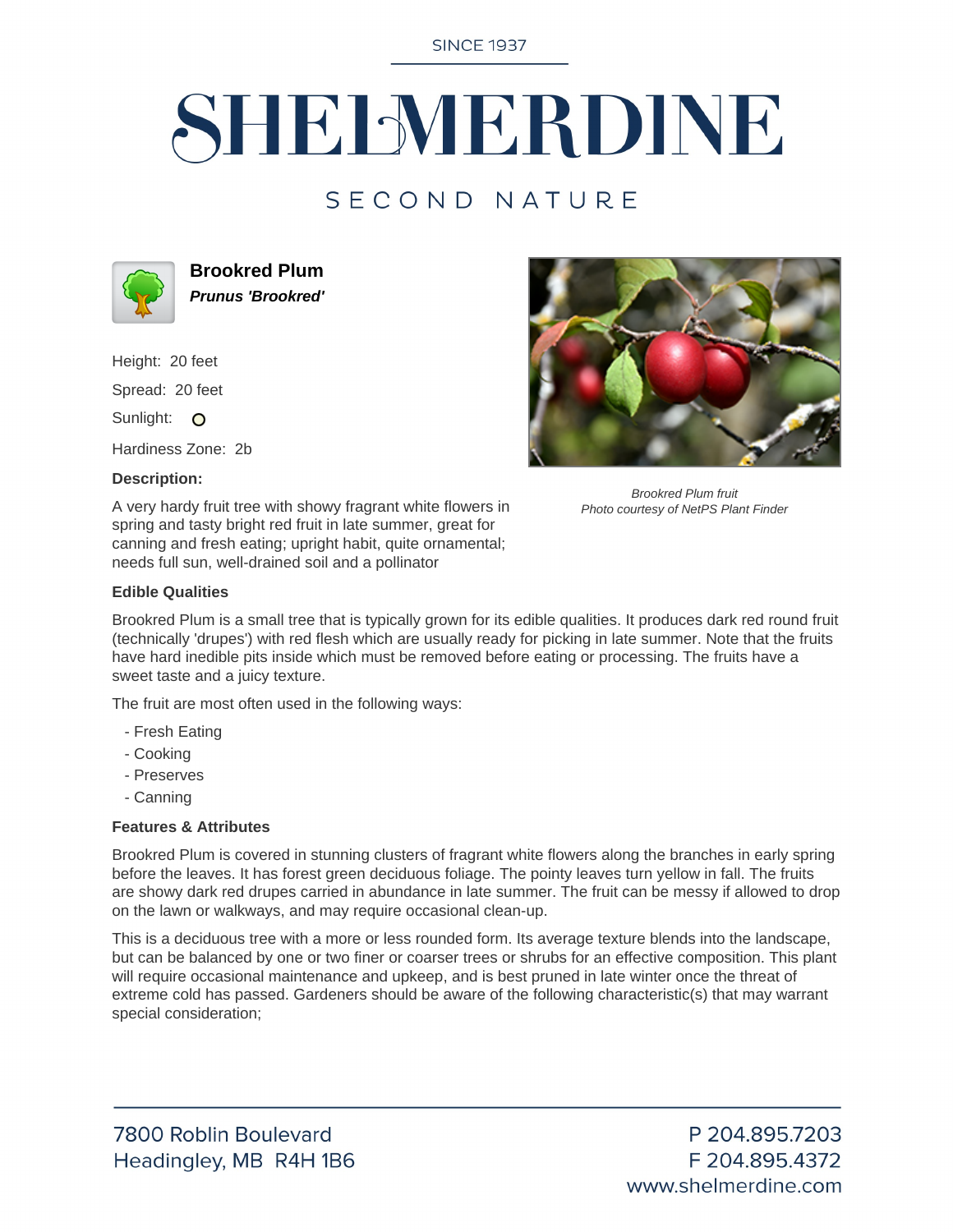SINCE 1937

# SHELMERDINE

SECOND NATURE

## Brookred Plum

***Prunus 'Brookred'***

Height: 20 feet

Spread: 20 feet

Sunlight: ○

Hardiness Zone: 2b

**Description:**

A very hardy fruit tree with showy fragrant white flowers in spring and tasty bright red fruit in late summer, great for canning and fresh eating; upright habit, quite ornamental; needs full sun, well-drained soil and a pollinator

*Brookred Plum fruit*
*Photo courtesy of NetPS Plant Finder*

**Edible Qualities**

Brookred Plum is a small tree that is typically grown for its edible qualities. It produces dark red round fruit (technically 'drupes') with red flesh which are usually ready for picking in late summer. Note that the fruits have hard inedible pits inside which must be removed before eating or processing. The fruits have a sweet taste and a juicy texture.

The fruit are most often used in the following ways:

- Fresh Eating
- Cooking
- Preserves
- Canning

**Features & Attributes**

Brookred Plum is covered in stunning clusters of fragrant white flowers along the branches in early spring before the leaves. It has forest green deciduous foliage. The pointy leaves turn yellow in fall. The fruits are showy dark red drupes carried in abundance in late summer. The fruit can be messy if allowed to drop on the lawn or walkways, and may require occasional clean-up.

This is a deciduous tree with a more or less rounded form. Its average texture blends into the landscape, but can be balanced by one or two finer or coarser trees or shrubs for an effective composition. This plant will require occasional maintenance and upkeep, and is best pruned in late winter once the threat of extreme cold has passed. Gardeners should be aware of the following characteristic(s) that may warrant special consideration;

7800 Roblin Boulevard
Headingley, MB R4H 1B6

P 204.895.7203
F 204.895.4372
www.shelmerdine.com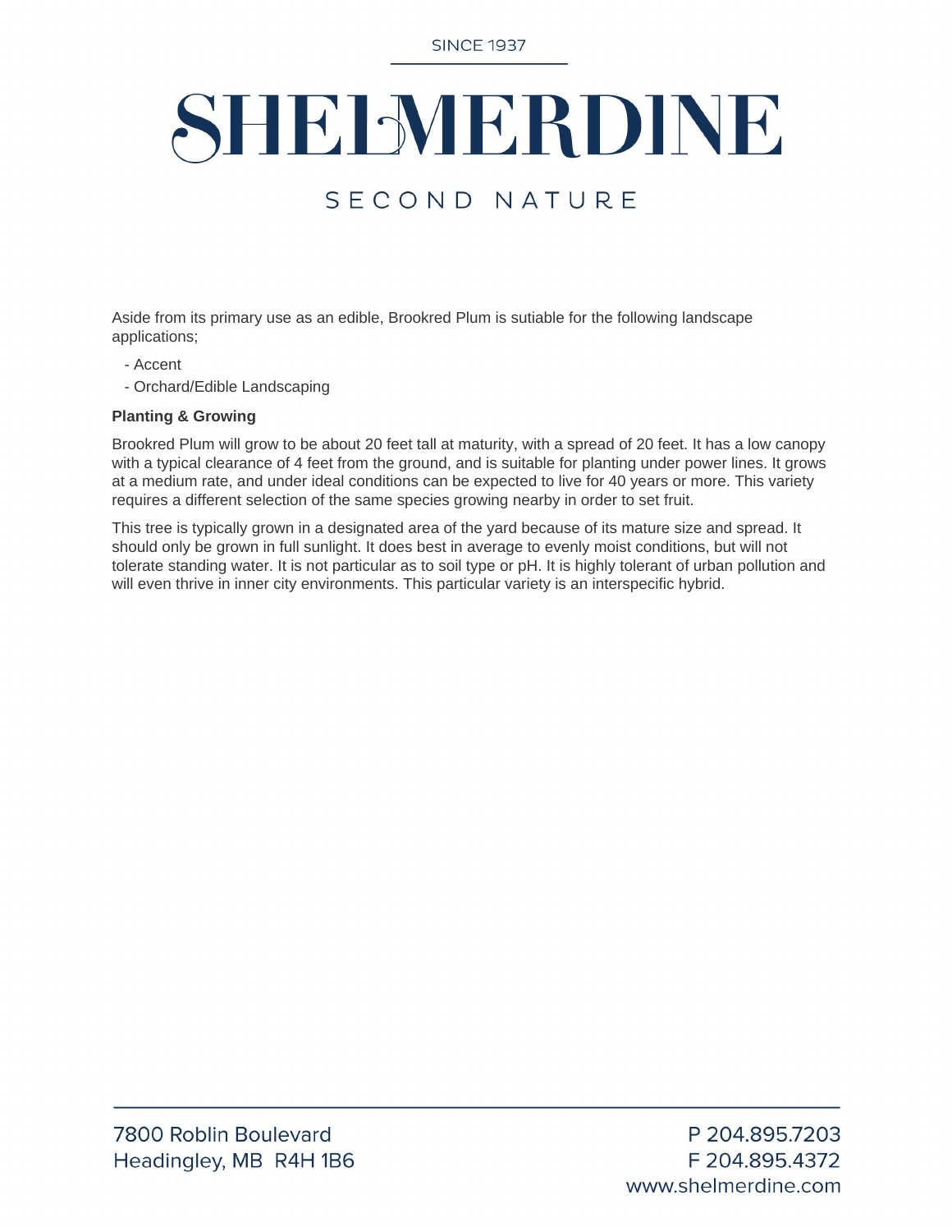Aside from its primary use as an edible, Brookred Plum is sutiable for the following landscape applications;

- Accent
- Orchard/Edible Landscaping

**Planting & Growing**

Brookred Plum will grow to be about 20 feet tall at maturity, with a spread of 20 feet. It has a low canopy with a typical clearance of 4 feet from the ground, and is suitable for planting under power lines. It grows at a medium rate, and under ideal conditions can be expected to live for 40 years or more. This variety requires a different selection of the same species growing nearby in order to set fruit.

This tree is typically grown in a designated area of the yard because of its mature size and spread. It should only be grown in full sunlight. It does best in average to evenly moist conditions, but will not tolerate standing water. It is not particular as to soil type or pH. It is highly tolerant of urban pollution and will even thrive in inner city environments. This particular variety is an interspecific hybrid.